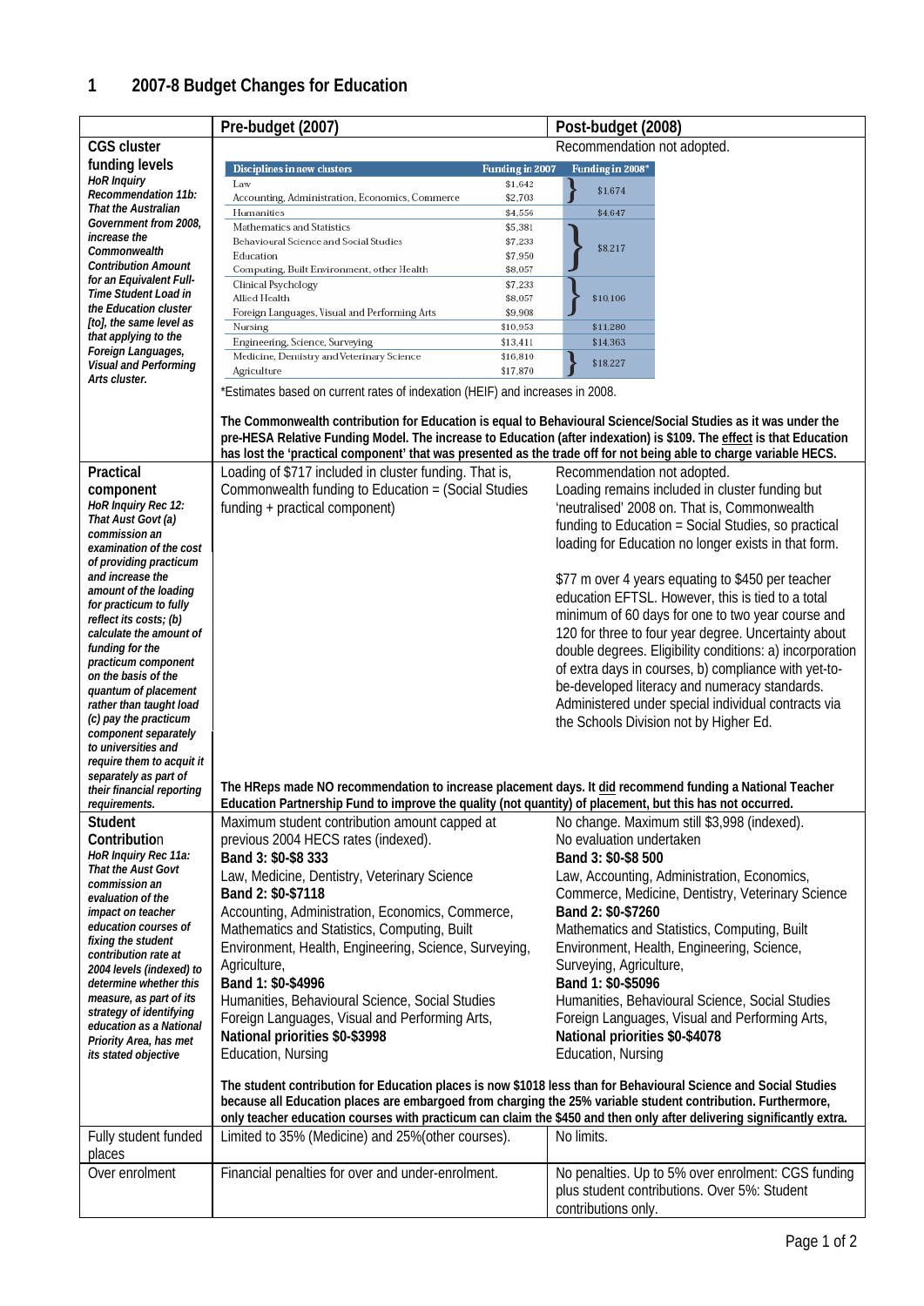# 1 2007-8 Budget Changes for Education

| | Pre-budget (2007) | Post-budget (2008) |
|---|---|---|
| **CGS cluster funding levels** ***HoR Inquiry Recommendation 11b: That the Australian Government from 2008, increase the Commonwealth Contribution Amount for an Equivalent Full-Time Student Load in the Education cluster [to], the same level as that applying to the Foreign Languages, Visual and Performing Arts cluster.*** | (see funding table below) | Recommendation not adopted. |
| **Practical component** ***HoR Inquiry Rec 12: That Aust Govt (a) commission an examination of the cost of providing practicum and increase the amount of the loading for practicum to fully reflect its costs; (b) calculate the amount of funding for the practicum component on the basis of the quantum of placement rather than taught load (c) pay the practicum component separately to universities and require them to acquit it separately as part of their financial reporting requirements.*** | Loading of $717 included in cluster funding. That is, Commonwealth funding to Education = (Social Studies funding + practical component) | Recommendation not adopted. Loading remains included in cluster funding but 'neutralised' 2008 on. That is, Commonwealth funding to Education = Social Studies, so practical loading for Education no longer exists in that form.<br><br>$77 m over 4 years equating to $450 per teacher education EFTSL. However, this is tied to a total minimum of 60 days for one to two year course and 120 for three to four year degree. Uncertainty about double degrees. Eligibility conditions: a) incorporation of extra days in courses, b) compliance with yet-to-be-developed literacy and numeracy standards. Administered under special individual contracts via the Schools Division not by Higher Ed. |
| **Student Contribution** ***HoR Inquiry Rec 11a: That the Aust Govt commission an evaluation of the impact on teacher education courses of fixing the student contribution rate at 2004 levels (indexed) to determine whether this measure, as part of its strategy of identifying education as a National Priority Area, has met its stated objective*** | Maximum student contribution amount capped at previous 2004 HECS rates (indexed).<br>**Band 3: $0-$8 333**<br>Law, Medicine, Dentistry, Veterinary Science<br>**Band 2: $0-$7118**<br>Accounting, Administration, Economics, Commerce, Mathematics and Statistics, Computing, Built Environment, Health, Engineering, Science, Surveying, Agriculture,<br>**Band 1: $0-$4996**<br>Humanities, Behavioural Science, Social Studies Foreign Languages, Visual and Performing Arts,<br>**National priorities $0-$3998**<br>Education, Nursing | No change. Maximum still $3,998 (indexed).<br>No evaluation undertaken<br>**Band 3: $0-$8 500**<br>Law, Accounting, Administration, Economics, Commerce, Medicine, Dentistry, Veterinary Science<br>**Band 2: $0-$7260**<br>Mathematics and Statistics, Computing, Built Environment, Health, Engineering, Science, Surveying, Agriculture,<br>**Band 1: $0-$5096**<br>Humanities, Behavioural Science, Social Studies Foreign Languages, Visual and Performing Arts,<br>**National priorities $0-$4078**<br>Education, Nursing |
| Fully student funded places | Limited to 35% (Medicine) and 25%(other courses). | No limits. |
| Over enrolment | Financial penalties for over and under-enrolment. | No penalties. Up to 5% over enrolment: CGS funding plus student contributions. Over 5%: Student contributions only. |

CGS cluster funding levels:

| Disciplines in new clusters | Funding in 2007 | Funding in 2008* |
|---|---|---|
| Law | $1,642 | $1,674 |
| Accounting, Administration, Economics, Commerce | $2,703 | |
| Humanities | $4,556 | $4,647 |
| Mathematics and Statistics | $5,381 | $8,217 |
| Behavioural Science and Social Studies | $7,233 | |
| Education | $7,950 | |
| Computing, Built Environment, other Health | $8,057 | |
| Clinical Psychology | $7,233 | $10,106 |
| Allied Health | $8,057 | |
| Foreign Languages, Visual and Performing Arts | $9,908 | |
| Nursing | $10,953 | $11,280 |
| Engineering, Science, Surveying | $13,411 | $14,363 |
| Medicine, Dentistry and Veterinary Science | $16,810 | $18,227 |
| Agriculture | $17,870 | |

*Estimates based on current rates of indexation (HEIF) and increases in 2008.

**The Commonwealth contribution for Education is equal to Behavioural Science/Social Studies as it was under the pre-HESA Relative Funding Model. The increase to Education (after indexation) is $109. The effect is that Education has lost the 'practical component' that was presented as the trade off for not being able to charge variable HECS.**

**The HReps made NO recommendation to increase placement days. It did recommend funding a National Teacher Education Partnership Fund to improve the quality (not quantity) of placement, but this has not occurred.**

**The student contribution for Education places is now $1018 less than for Behavioural Science and Social Studies because all Education places are embargoed from charging the 25% variable student contribution. Furthermore, only teacher education courses with practicum can claim the $450 and then only after delivering significantly extra.**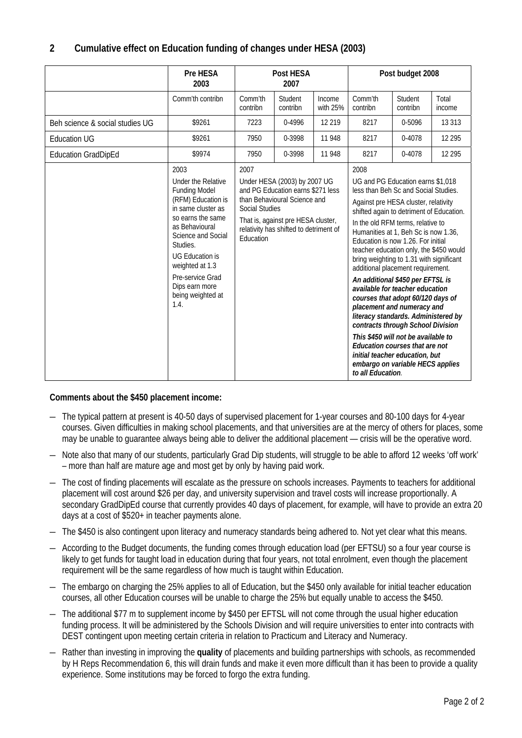## 2 Cumulative effect on Education funding of changes under HESA (2003)

| | Pre HESA 2003 | Post HESA 2007 | | | Post budget 2008 | | |
|---|---|---|---|---|---|---|---|
| | Comm'th contribn | Comm'th contribn | Student contribn | Income with 25% | Comm'th contribn | Student contribn | Total income |
| Beh science & social studies UG | $9261 | 7223 | 0-4996 | 12 219 | 8217 | 0-5096 | 13 313 |
| Education UG | $9261 | 7950 | 0-3998 | 11 948 | 8217 | 0-4078 | 12 295 |
| Education GradDipEd | $9974 | 7950 | 0-3998 | 11 948 | 8217 | 0-4078 | 12 295 |
| | 2003<br>Under the Relative Funding Model (RFM) Education is in same cluster as so earns the same as Behavioural Science and Social Studies.<br>UG Education is weighted at 1.3<br>Pre-service Grad Dips earn more being weighted at 1.4. | 2007<br>Under HESA (2003) by 2007 UG and PG Education earns $271 less than Behavioural Science and Social Studies<br>That is, against pre HESA cluster, relativity has shifted to detriment of Education | | | 2008<br>UG and PG Education earns $1,018 less than Beh Sc and Social Studies.<br>Against pre HESA cluster, relativity shifted again to detriment of Education.<br>In the old RFM terms, relative to Humanities at 1, Beh Sc is now 1.36, Education is now 1.26. For initial teacher education only, the $450 would bring weighting to 1.31 with significant additional placement requirement.<br>***An additional $450 per EFTSL is available for teacher education courses that adopt 60/120 days of placement and numeracy and literacy standards. Administered by contracts through School Division***<br>***This $450 will not be available to Education courses that are not initial teacher education, but embargo on variable HECS applies to all Education.*** | | |

**Comments about the $450 placement income:**

- The typical pattern at present is 40-50 days of supervised placement for 1-year courses and 80-100 days for 4-year courses. Given difficulties in making school placements, and that universities are at the mercy of others for places, some may be unable to guarantee always being able to deliver the additional placement — crisis will be the operative word.
- Note also that many of our students, particularly Grad Dip students, will struggle to be able to afford 12 weeks 'off work' – more than half are mature age and most get by only by having paid work.
- The cost of finding placements will escalate as the pressure on schools increases. Payments to teachers for additional placement will cost around $26 per day, and university supervision and travel costs will increase proportionally. A secondary GradDipEd course that currently provides 40 days of placement, for example, will have to provide an extra 20 days at a cost of $520+ in teacher payments alone.
- The $450 is also contingent upon literacy and numeracy standards being adhered to. Not yet clear what this means.
- According to the Budget documents, the funding comes through education load (per EFTSU) so a four year course is likely to get funds for taught load in education during that four years, not total enrolment, even though the placement requirement will be the same regardless of how much is taught within Education.
- The embargo on charging the 25% applies to all of Education, but the $450 only available for initial teacher education courses, all other Education courses will be unable to charge the 25% but equally unable to access the $450.
- The additional $77 m to supplement income by $450 per EFTSL will not come through the usual higher education funding process. It will be administered by the Schools Division and will require universities to enter into contracts with DEST contingent upon meeting certain criteria in relation to Practicum and Literacy and Numeracy.
- Rather than investing in improving the **quality** of placements and building partnerships with schools, as recommended by H Reps Recommendation 6, this will drain funds and make it even more difficult than it has been to provide a quality experience. Some institutions may be forced to forgo the extra funding.